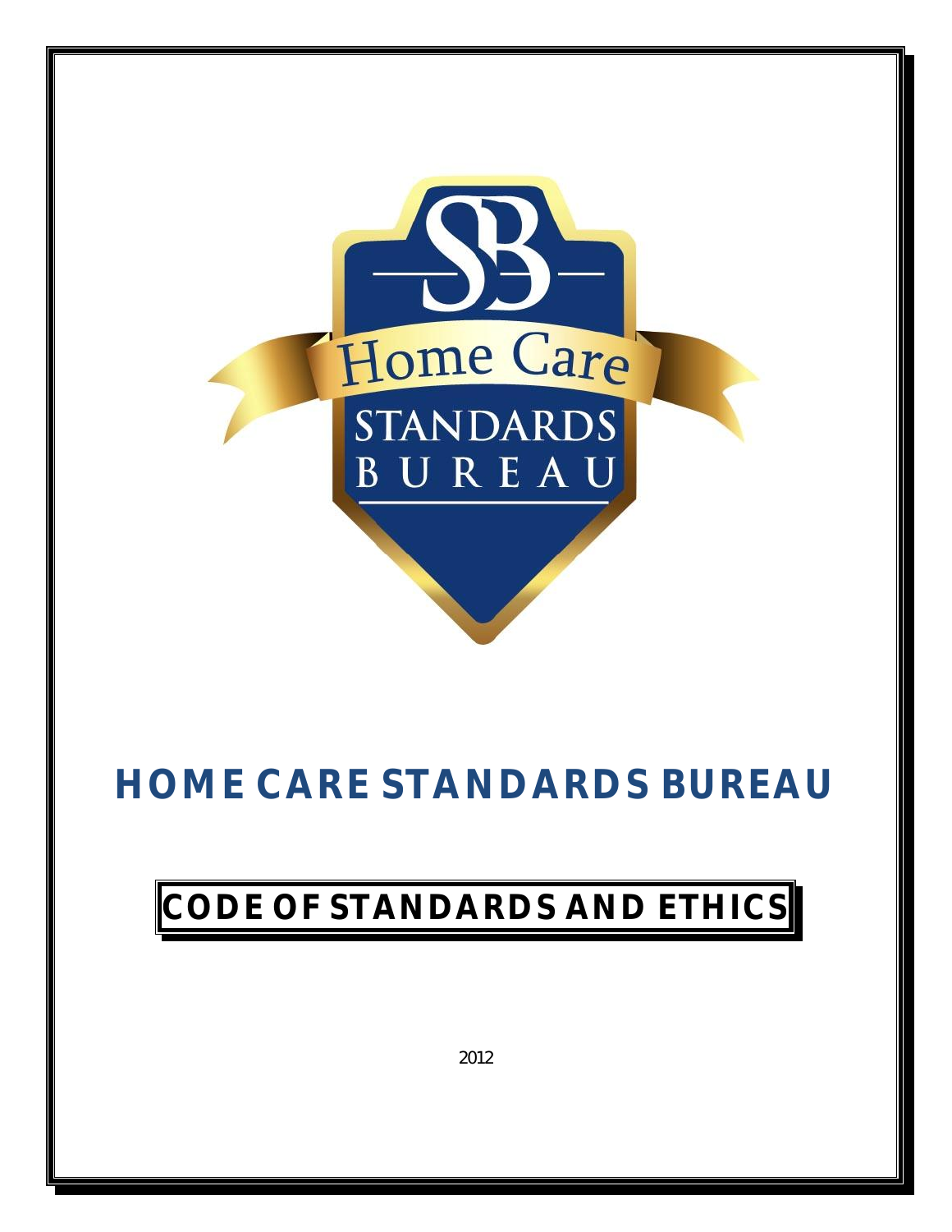# HOME CARE STANDARDS BUREAU

## CODE OF STANDARDS AND ETHICS

2012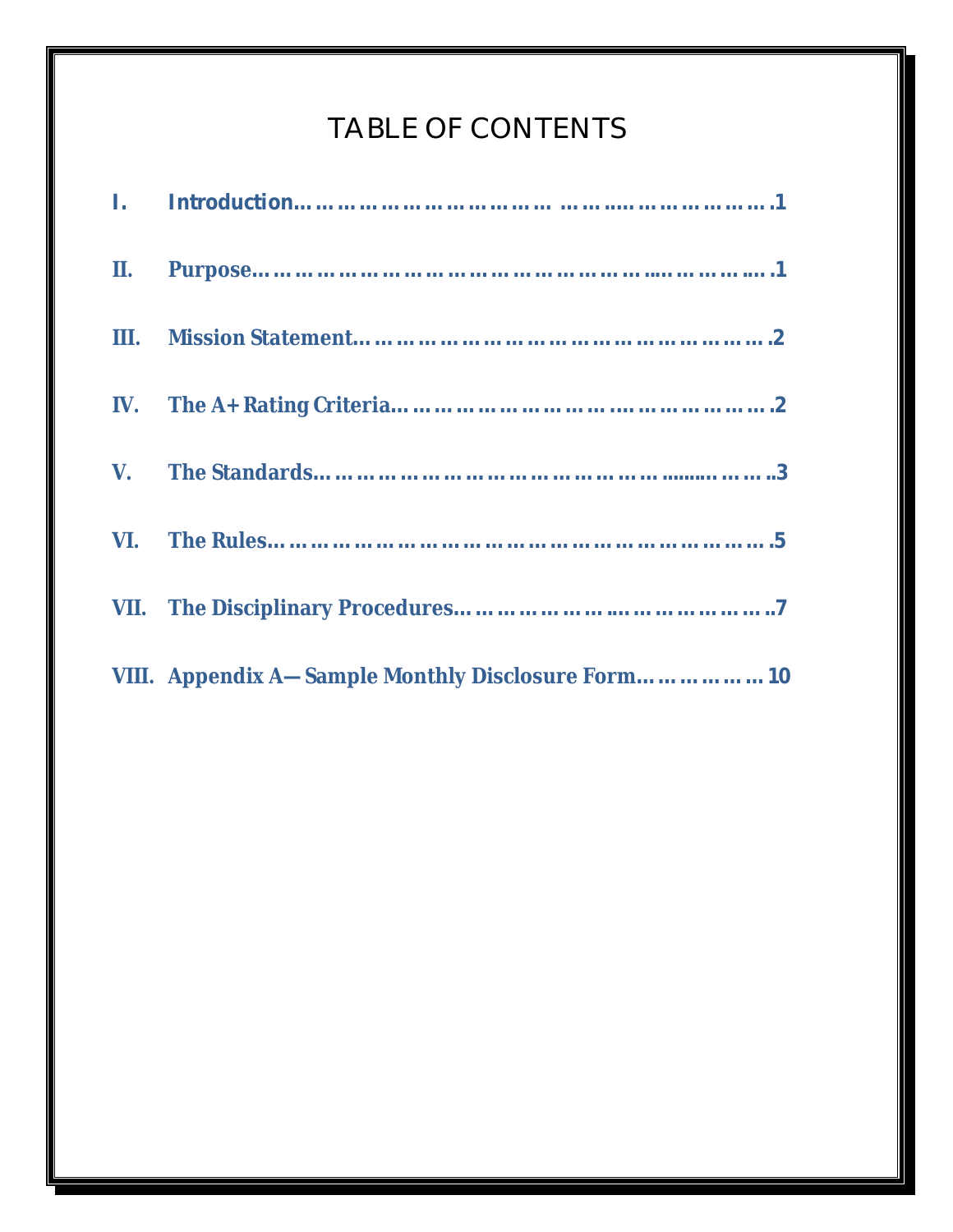# TABLE OF CONTENTS

**I. Introduction……………………………… ……..…………………….1**

**II. Purpose………………………………………………...…………..….1**

**III. Mission Statement……………………………………………………….2**

**IV. The A+ Rating Criteria…………………………….…………………….2**

**V. The Standards……………………………………………........………..3**

**VI. The Rules…………………………………………………………………….5**

**VII. The Disciplinary Procedures……………………..…………………..7**

**VIII. Appendix A—Sample Monthly Disclosure Form………………10**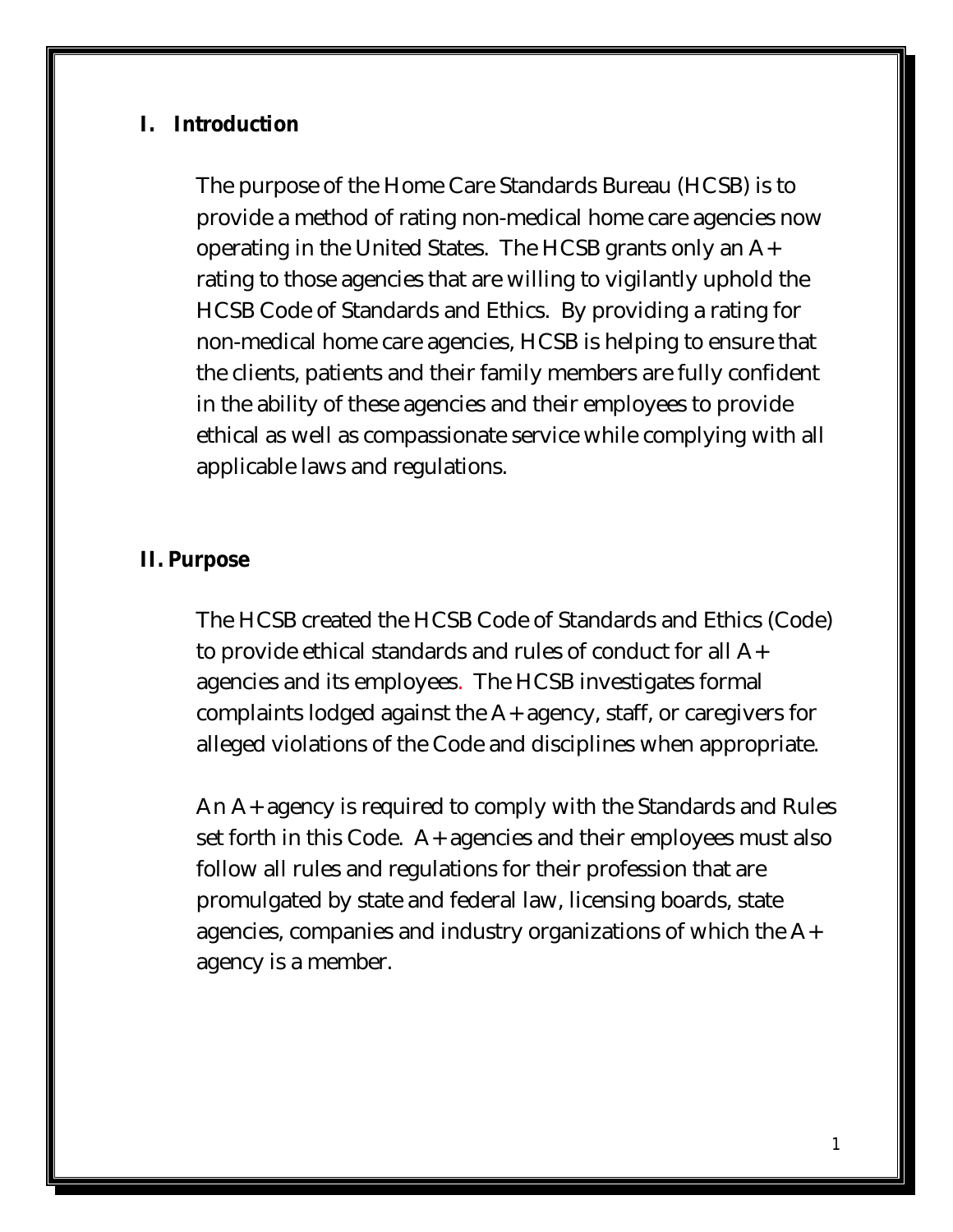## I. Introduction

The purpose of the Home Care Standards Bureau (HCSB) is to provide a method of rating non-medical home care agencies now operating in the United States. The HCSB grants only an A+ rating to those agencies that are willing to vigilantly uphold the HCSB Code of Standards and Ethics. By providing a rating for non-medical home care agencies, HCSB is helping to ensure that the clients, patients and their family members are fully confident in the ability of these agencies and their employees to provide ethical as well as compassionate service while complying with all applicable laws and regulations.

## II. Purpose

The HCSB created the HCSB Code of Standards and Ethics (Code) to provide ethical standards and rules of conduct for all A+ agencies and its employees. The HCSB investigates formal complaints lodged against the A+ agency, staff, or caregivers for alleged violations of the Code and disciplines when appropriate.

An A+ agency is required to comply with the Standards and Rules set forth in this Code. A+ agencies and their employees must also follow all rules and regulations for their profession that are promulgated by state and federal law, licensing boards, state agencies, companies and industry organizations of which the A+ agency is a member.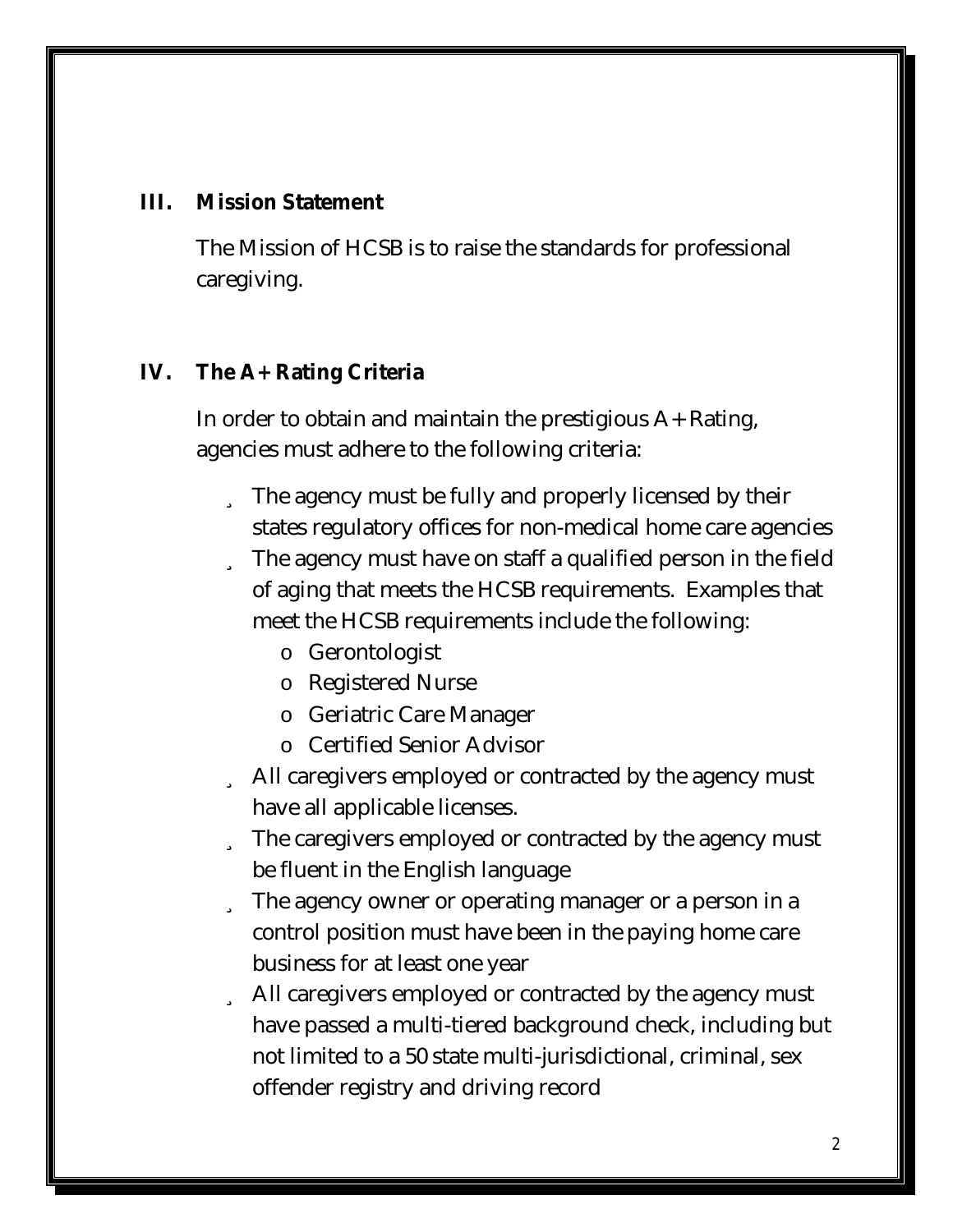## III. Mission Statement

The Mission of HCSB is to raise the standards for professional caregiving.

## IV. The A+ Rating Criteria

In order to obtain and maintain the prestigious A+ Rating, agencies must adhere to the following criteria:

- The agency must be fully and properly licensed by their states regulatory offices for non-medical home care agencies
- The agency must have on staff a qualified person in the field of aging that meets the HCSB requirements. Examples that meet the HCSB requirements include the following:
  - Gerontologist
  - Registered Nurse
  - Geriatric Care Manager
  - Certified Senior Advisor
- All caregivers employed or contracted by the agency must have all applicable licenses.
- The caregivers employed or contracted by the agency must be fluent in the English language
- The agency owner or operating manager or a person in a control position must have been in the paying home care business for at least one year
- All caregivers employed or contracted by the agency must have passed a multi-tiered background check, including but not limited to a 50 state multi-jurisdictional, criminal, sex offender registry and driving record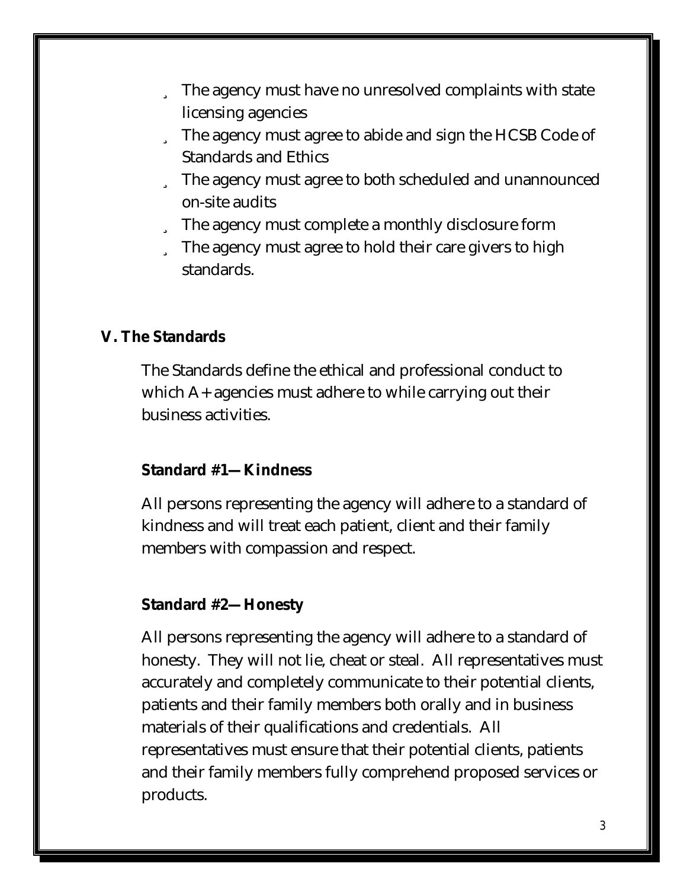- The agency must have no unresolved complaints with state licensing agencies
- The agency must agree to abide and sign the HCSB Code of Standards and Ethics
- The agency must agree to both scheduled and unannounced on-site audits
- The agency must complete a monthly disclosure form
- The agency must agree to hold their care givers to high standards.

## V. The Standards

The Standards define the ethical and professional conduct to which A+ agencies must adhere to while carrying out their business activities.

### Standard #1—Kindness

All persons representing the agency will adhere to a standard of kindness and will treat each patient, client and their family members with compassion and respect.

### Standard #2—Honesty

All persons representing the agency will adhere to a standard of honesty. They will not lie, cheat or steal. All representatives must accurately and completely communicate to their potential clients, patients and their family members both orally and in business materials of their qualifications and credentials. All representatives must ensure that their potential clients, patients and their family members fully comprehend proposed services or products.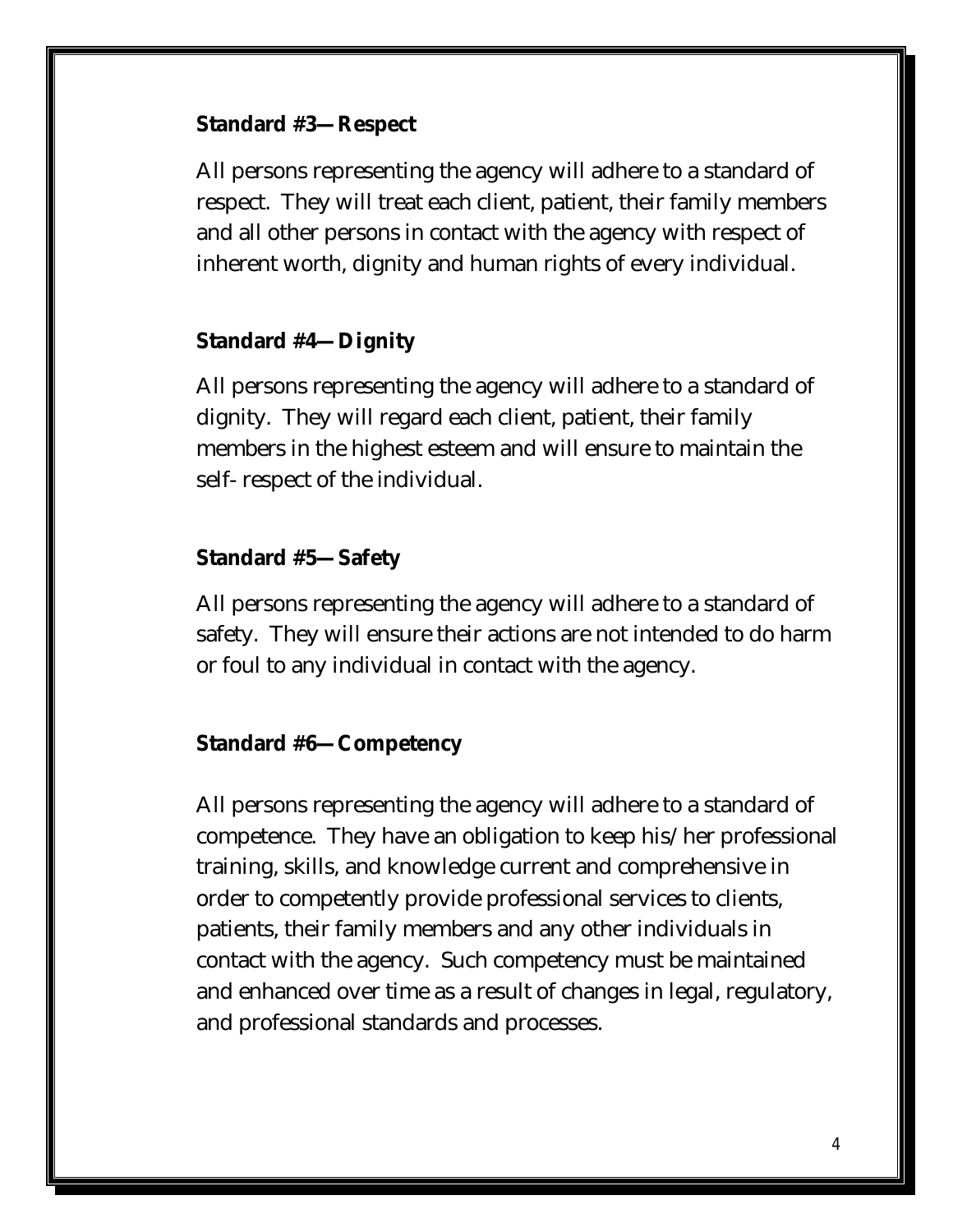**Standard #3—Respect**

All persons representing the agency will adhere to a standard of respect. They will treat each client, patient, their family members and all other persons in contact with the agency with respect of inherent worth, dignity and human rights of every individual.

**Standard #4—Dignity**

All persons representing the agency will adhere to a standard of dignity. They will regard each client, patient, their family members in the highest esteem and will ensure to maintain the self- respect of the individual.

**Standard #5—Safety**

All persons representing the agency will adhere to a standard of safety. They will ensure their actions are not intended to do harm or foul to any individual in contact with the agency.

**Standard #6—Competency**

All persons representing the agency will adhere to a standard of competence. They have an obligation to keep his/her professional training, skills, and knowledge current and comprehensive in order to competently provide professional services to clients, patients, their family members and any other individuals in contact with the agency. Such competency must be maintained and enhanced over time as a result of changes in legal, regulatory, and professional standards and processes.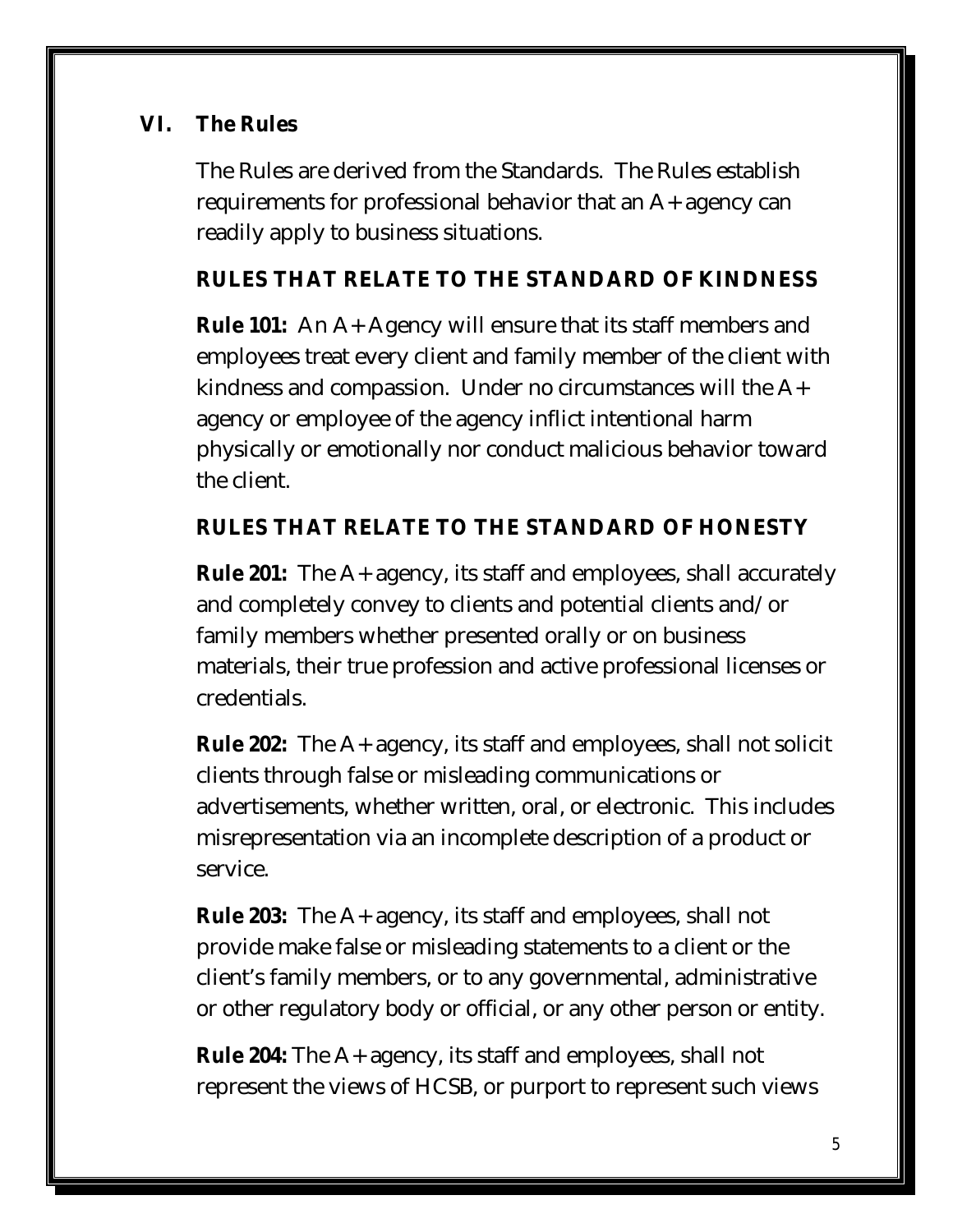## VI. The Rules

The Rules are derived from the Standards. The Rules establish requirements for professional behavior that an A+ agency can readily apply to business situations.

### RULES THAT RELATE TO THE STANDARD OF KINDNESS

**Rule 101:** An A+ Agency will ensure that its staff members and employees treat every client and family member of the client with kindness and compassion. Under no circumstances will the A+ agency or employee of the agency inflict intentional harm physically or emotionally nor conduct malicious behavior toward the client.

### RULES THAT RELATE TO THE STANDARD OF HONESTY

**Rule 201:** The A+ agency, its staff and employees, shall accurately and completely convey to clients and potential clients and/or family members whether presented orally or on business materials, their true profession and active professional licenses or credentials.

**Rule 202:** The A+ agency, its staff and employees, shall not solicit clients through false or misleading communications or advertisements, whether written, oral, or electronic. This includes misrepresentation via an incomplete description of a product or service.

**Rule 203:** The A+ agency, its staff and employees, shall not provide make false or misleading statements to a client or the client's family members, or to any governmental, administrative or other regulatory body or official, or any other person or entity.

**Rule 204:** The A+ agency, its staff and employees, shall not represent the views of HCSB, or purport to represent such views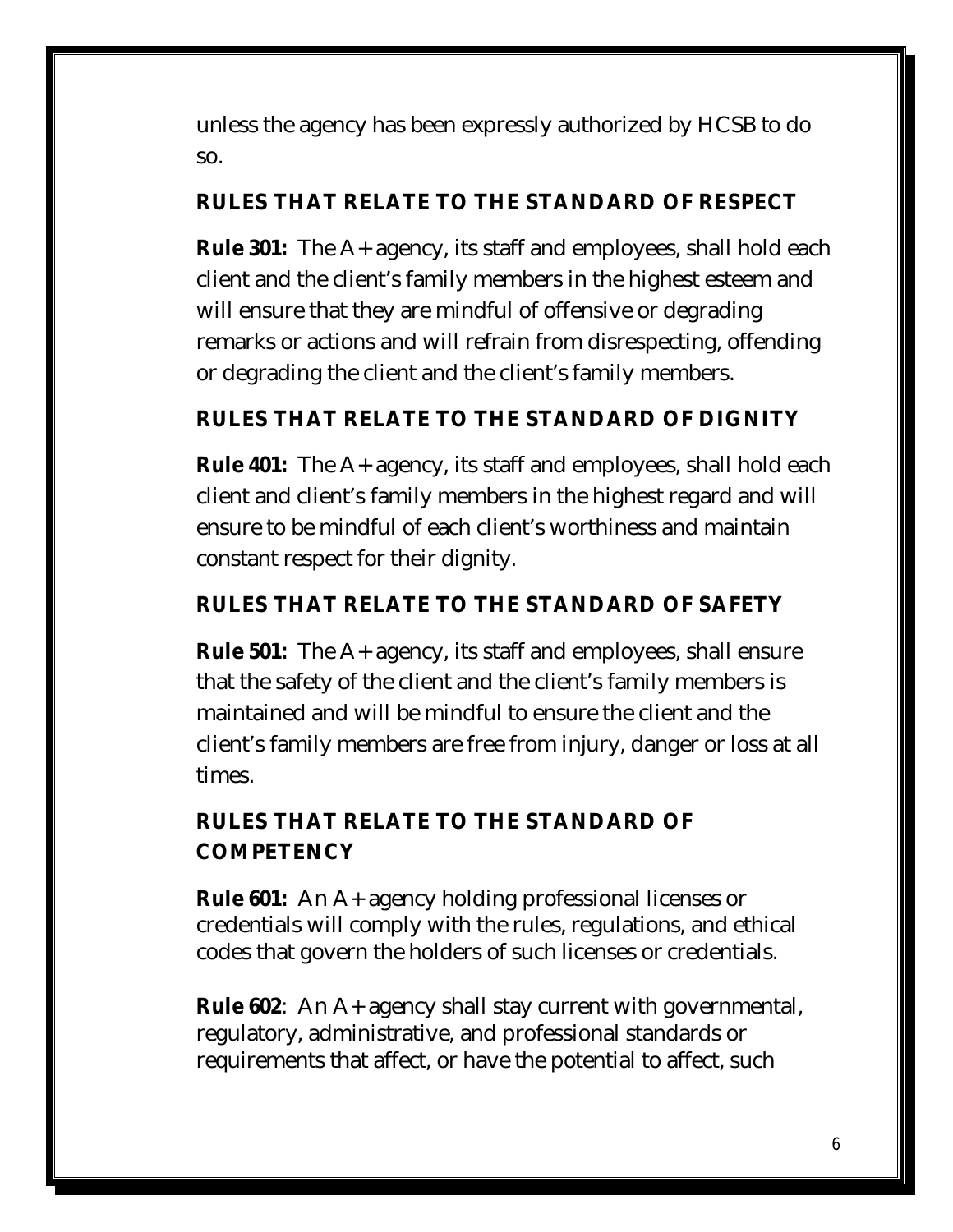unless the agency has been expressly authorized by HCSB to do so.

## RULES THAT RELATE TO THE STANDARD OF RESPECT

**Rule 301:** The A+ agency, its staff and employees, shall hold each client and the client's family members in the highest esteem and will ensure that they are mindful of offensive or degrading remarks or actions and will refrain from disrespecting, offending or degrading the client and the client's family members.

## RULES THAT RELATE TO THE STANDARD OF DIGNITY

**Rule 401:** The A+ agency, its staff and employees, shall hold each client and client's family members in the highest regard and will ensure to be mindful of each client's worthiness and maintain constant respect for their dignity.

## RULES THAT RELATE TO THE STANDARD OF SAFETY

**Rule 501:** The A+ agency, its staff and employees, shall ensure that the safety of the client and the client's family members is maintained and will be mindful to ensure the client and the client's family members are free from injury, danger or loss at all times.

## RULES THAT RELATE TO THE STANDARD OF COMPETENCY

**Rule 601:** An A+ agency holding professional licenses or credentials will comply with the rules, regulations, and ethical codes that govern the holders of such licenses or credentials.

**Rule 602**: An A+ agency shall stay current with governmental, regulatory, administrative, and professional standards or requirements that affect, or have the potential to affect, such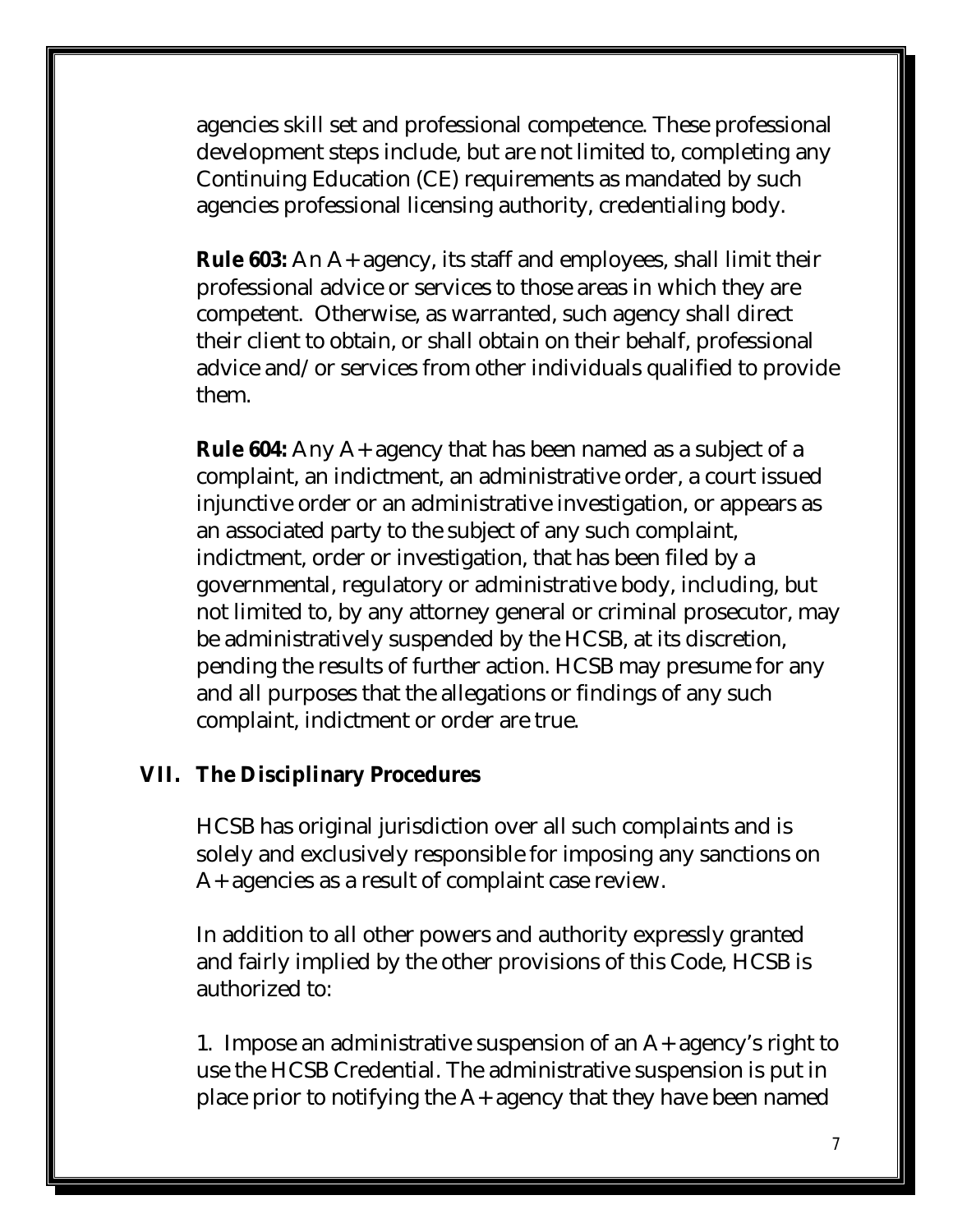agencies skill set and professional competence. These professional development steps include, but are not limited to, completing any Continuing Education (CE) requirements as mandated by such agencies professional licensing authority, credentialing body.

**Rule 603:** An A+ agency, its staff and employees, shall limit their professional advice or services to those areas in which they are competent. Otherwise, as warranted, such agency shall direct their client to obtain, or shall obtain on their behalf, professional advice and/or services from other individuals qualified to provide them.

**Rule 604:** Any A+ agency that has been named as a subject of a complaint, an indictment, an administrative order, a court issued injunctive order or an administrative investigation, or appears as an associated party to the subject of any such complaint, indictment, order or investigation, that has been filed by a governmental, regulatory or administrative body, including, but not limited to, by any attorney general or criminal prosecutor, may be administratively suspended by the HCSB, at its discretion, pending the results of further action. HCSB may presume for any and all purposes that the allegations or findings of any such complaint, indictment or order are true.

## VII. The Disciplinary Procedures

HCSB has original jurisdiction over all such complaints and is solely and exclusively responsible for imposing any sanctions on A+ agencies as a result of complaint case review.

In addition to all other powers and authority expressly granted and fairly implied by the other provisions of this Code, HCSB is authorized to:

1. Impose an administrative suspension of an A+ agency's right to use the HCSB Credential. The administrative suspension is put in place prior to notifying the A+ agency that they have been named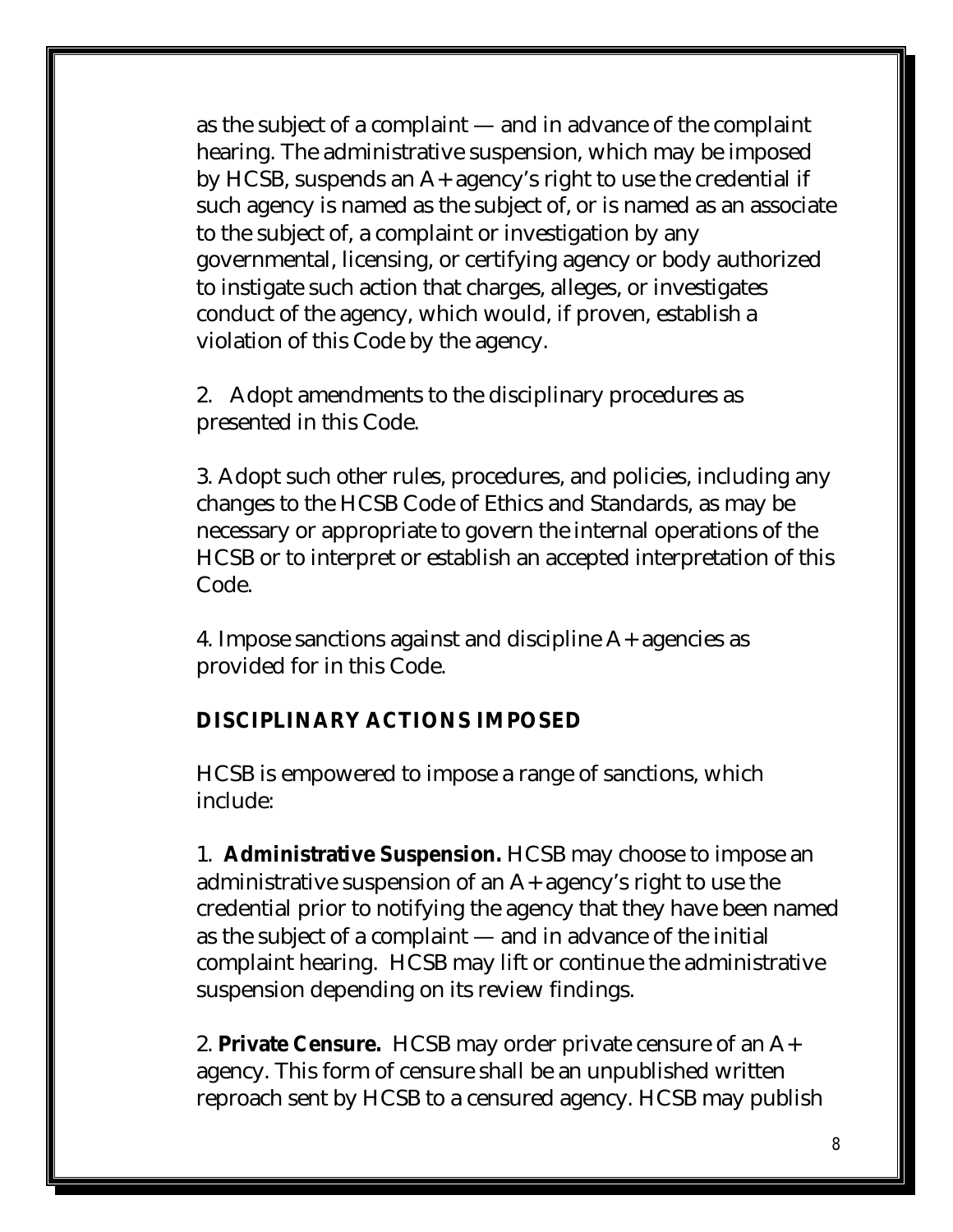as the subject of a complaint — and in advance of the complaint hearing. The administrative suspension, which may be imposed by HCSB, suspends an A+ agency's right to use the credential if such agency is named as the subject of, or is named as an associate to the subject of, a complaint or investigation by any governmental, licensing, or certifying agency or body authorized to instigate such action that charges, alleges, or investigates conduct of the agency, which would, if proven, establish a violation of this Code by the agency.

2. Adopt amendments to the disciplinary procedures as presented in this Code.

3. Adopt such other rules, procedures, and policies, including any changes to the HCSB Code of Ethics and Standards, as may be necessary or appropriate to govern the internal operations of the HCSB or to interpret or establish an accepted interpretation of this Code.

4. Impose sanctions against and discipline A+ agencies as provided for in this Code.

### DISCIPLINARY ACTIONS IMPOSED

HCSB is empowered to impose a range of sanctions, which include:

1. **Administrative Suspension.** HCSB may choose to impose an administrative suspension of an A+ agency's right to use the credential prior to notifying the agency that they have been named as the subject of a complaint — and in advance of the initial complaint hearing. HCSB may lift or continue the administrative suspension depending on its review findings.

2. **Private Censure.** HCSB may order private censure of an A+ agency. This form of censure shall be an unpublished written reproach sent by HCSB to a censured agency. HCSB may publish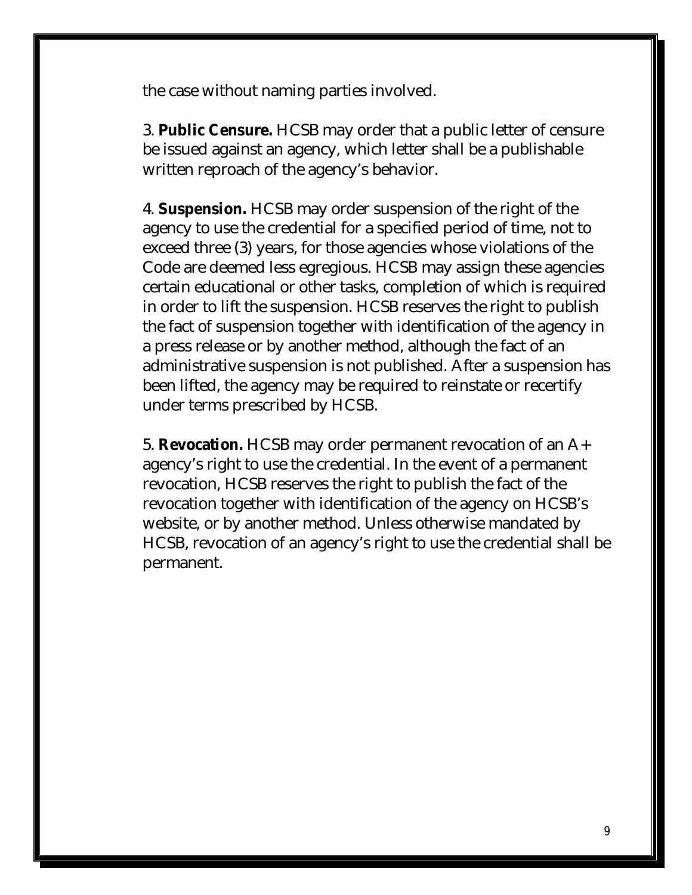the case without naming parties involved.

3. **Public Censure.** HCSB may order that a public letter of censure be issued against an agency, which letter shall be a publishable written reproach of the agency's behavior.

4. **Suspension.** HCSB may order suspension of the right of the agency to use the credential for a specified period of time, not to exceed three (3) years, for those agencies whose violations of the Code are deemed less egregious. HCSB may assign these agencies certain educational or other tasks, completion of which is required in order to lift the suspension. HCSB reserves the right to publish the fact of suspension together with identification of the agency in a press release or by another method, although the fact of an administrative suspension is not published. After a suspension has been lifted, the agency may be required to reinstate or recertify under terms prescribed by HCSB.

5. **Revocation.** HCSB may order permanent revocation of an A+ agency's right to use the credential. In the event of a permanent revocation, HCSB reserves the right to publish the fact of the revocation together with identification of the agency on HCSB's website, or by another method. Unless otherwise mandated by HCSB, revocation of an agency's right to use the credential shall be permanent.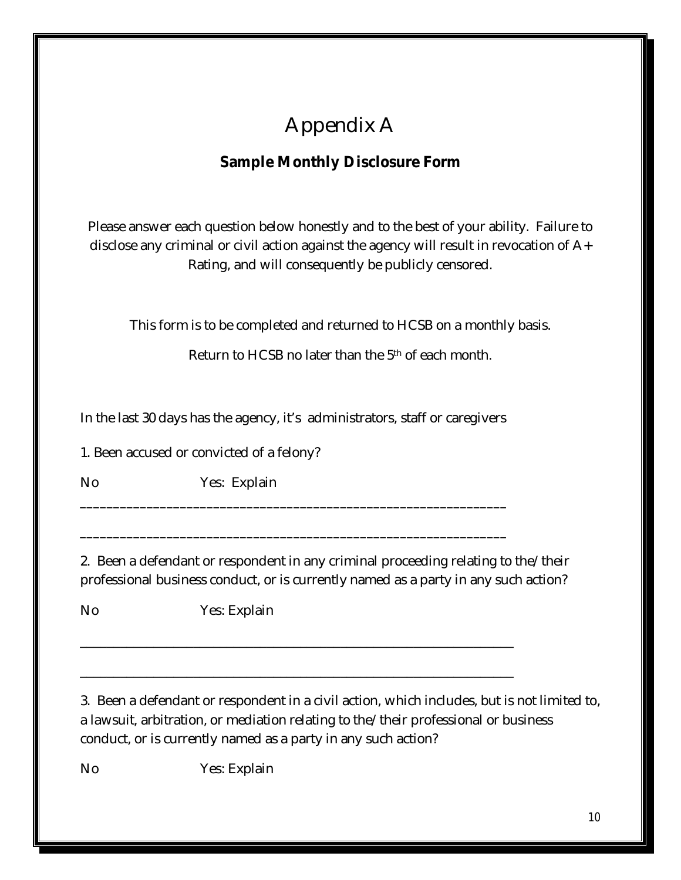# Appendix A

## Sample Monthly Disclosure Form

Please answer each question below honestly and to the best of your ability. Failure to disclose any criminal or civil action against the agency will result in revocation of A+ Rating, and will consequently be publicly censored.

This form is to be completed and returned to HCSB on a monthly basis.

Return to HCSB no later than the 5th of each month.

In the last 30 days has the agency, it's administrators, staff or caregivers

1. Been accused or convicted of a felony?

No                    Yes: Explain

_________________________________________________________________

_________________________________________________________________

2. Been a defendant or respondent in any criminal proceeding relating to the/their professional business conduct, or is currently named as a party in any such action?

No                    Yes: Explain

_________________________________________________________________

_________________________________________________________________

3. Been a defendant or respondent in a civil action, which includes, but is not limited to, a lawsuit, arbitration, or mediation relating to the/their professional or business conduct, or is currently named as a party in any such action?

No                    Yes: Explain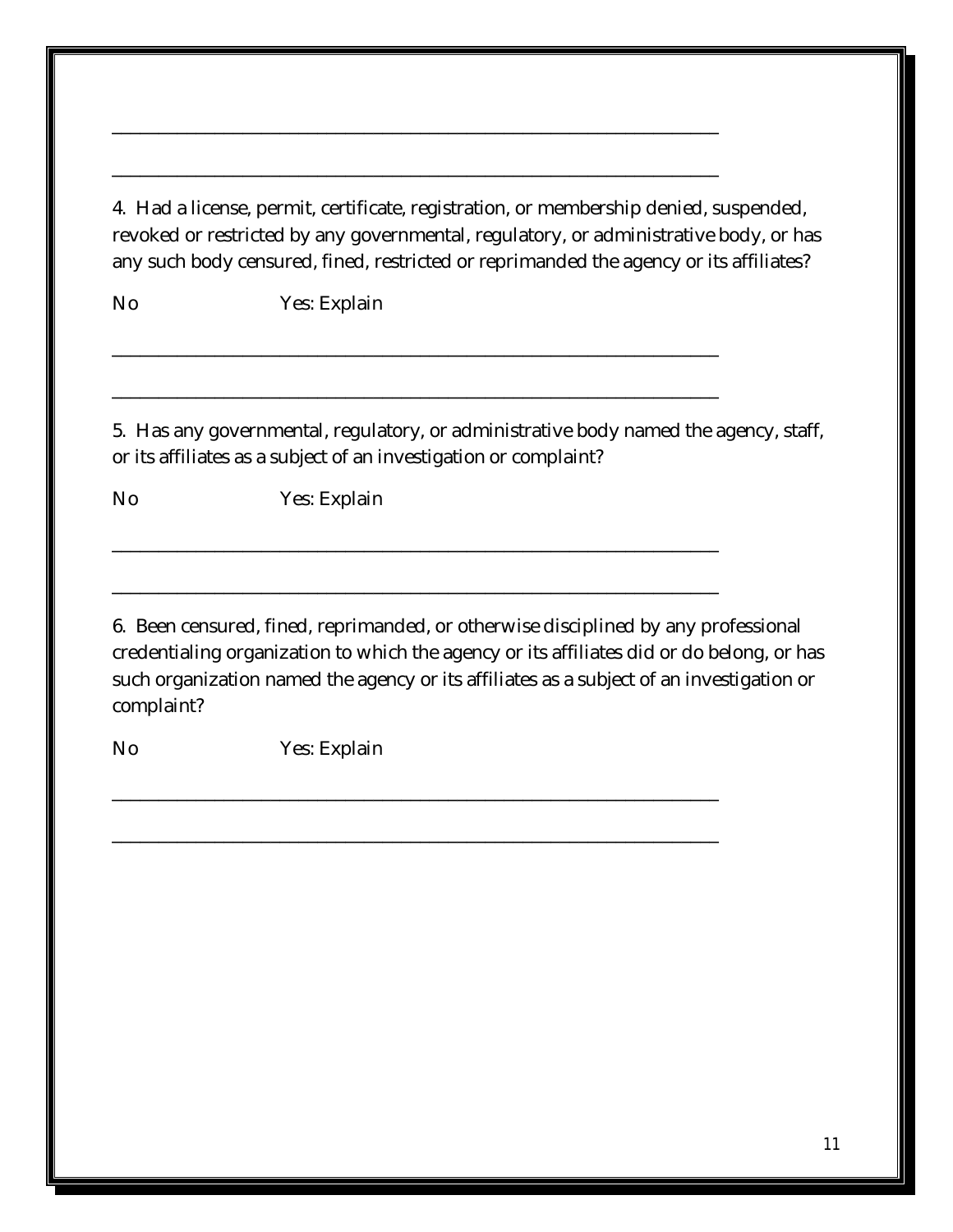\_\_\_\_\_\_\_\_\_\_\_\_\_\_\_\_\_\_\_\_\_\_\_\_\_\_\_\_\_\_\_\_\_\_\_\_\_\_\_\_\_\_\_\_\_\_\_\_\_\_\_\_\_\_\_\_\_\_\_\_\_\_\_\_\_\_

\_\_\_\_\_\_\_\_\_\_\_\_\_\_\_\_\_\_\_\_\_\_\_\_\_\_\_\_\_\_\_\_\_\_\_\_\_\_\_\_\_\_\_\_\_\_\_\_\_\_\_\_\_\_\_\_\_\_\_\_\_\_\_\_\_\_

4. Had a license, permit, certificate, registration, or membership denied, suspended, revoked or restricted by any governmental, regulatory, or administrative body, or has any such body censured, fined, restricted or reprimanded the agency or its affiliates?

No Yes: Explain

\_\_\_\_\_\_\_\_\_\_\_\_\_\_\_\_\_\_\_\_\_\_\_\_\_\_\_\_\_\_\_\_\_\_\_\_\_\_\_\_\_\_\_\_\_\_\_\_\_\_\_\_\_\_\_\_\_\_\_\_\_\_\_\_\_\_

\_\_\_\_\_\_\_\_\_\_\_\_\_\_\_\_\_\_\_\_\_\_\_\_\_\_\_\_\_\_\_\_\_\_\_\_\_\_\_\_\_\_\_\_\_\_\_\_\_\_\_\_\_\_\_\_\_\_\_\_\_\_\_\_\_\_

5. Has any governmental, regulatory, or administrative body named the agency, staff, or its affiliates as a subject of an investigation or complaint?

No Yes: Explain

\_\_\_\_\_\_\_\_\_\_\_\_\_\_\_\_\_\_\_\_\_\_\_\_\_\_\_\_\_\_\_\_\_\_\_\_\_\_\_\_\_\_\_\_\_\_\_\_\_\_\_\_\_\_\_\_\_\_\_\_\_\_\_\_\_\_

\_\_\_\_\_\_\_\_\_\_\_\_\_\_\_\_\_\_\_\_\_\_\_\_\_\_\_\_\_\_\_\_\_\_\_\_\_\_\_\_\_\_\_\_\_\_\_\_\_\_\_\_\_\_\_\_\_\_\_\_\_\_\_\_\_\_

6. Been censured, fined, reprimanded, or otherwise disciplined by any professional credentialing organization to which the agency or its affiliates did or do belong, or has such organization named the agency or its affiliates as a subject of an investigation or complaint?

No Yes: Explain

\_\_\_\_\_\_\_\_\_\_\_\_\_\_\_\_\_\_\_\_\_\_\_\_\_\_\_\_\_\_\_\_\_\_\_\_\_\_\_\_\_\_\_\_\_\_\_\_\_\_\_\_\_\_\_\_\_\_\_\_\_\_\_\_\_\_

\_\_\_\_\_\_\_\_\_\_\_\_\_\_\_\_\_\_\_\_\_\_\_\_\_\_\_\_\_\_\_\_\_\_\_\_\_\_\_\_\_\_\_\_\_\_\_\_\_\_\_\_\_\_\_\_\_\_\_\_\_\_\_\_\_\_